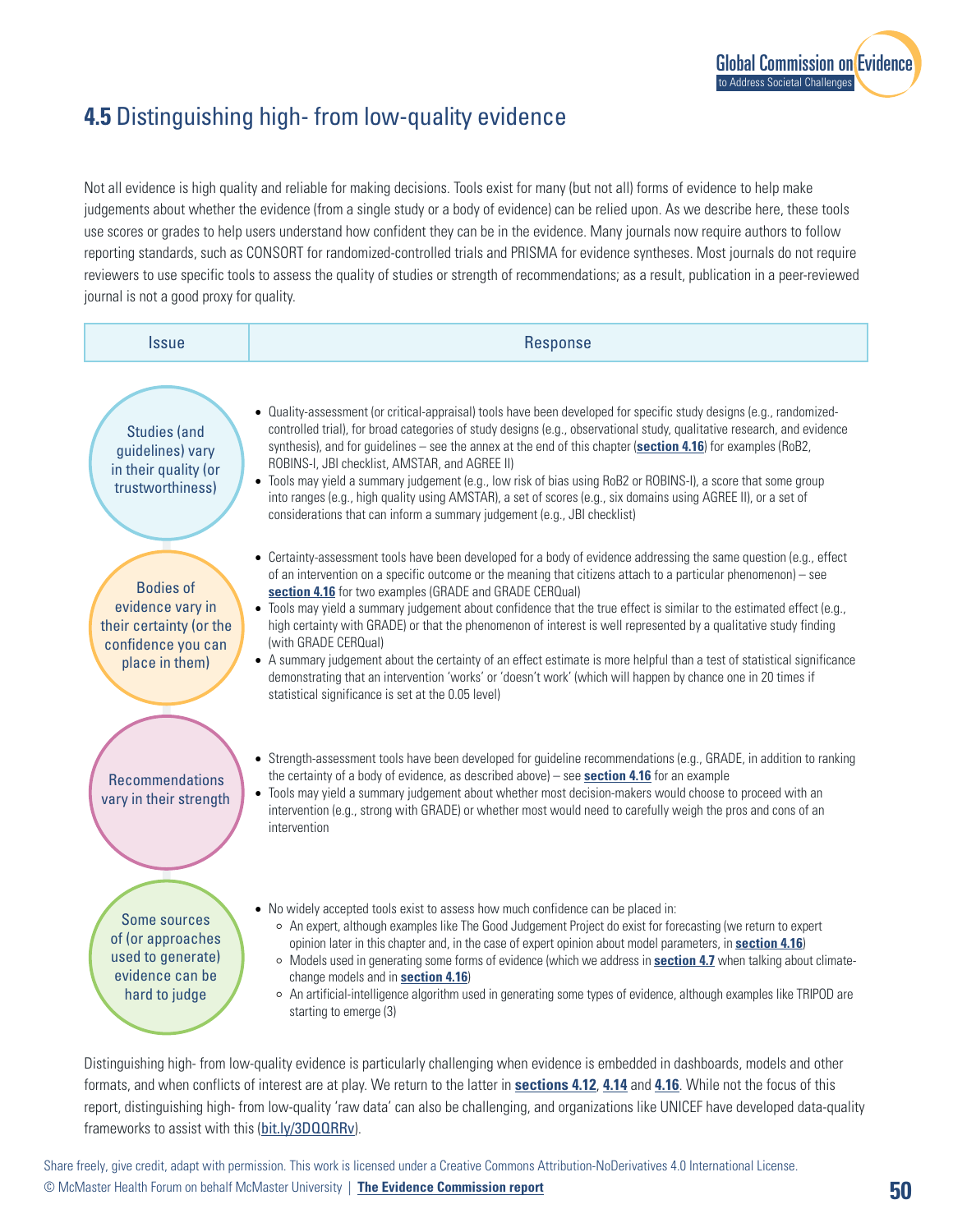## **4.5** Distinguishing high- from low-quality evidence

Not all evidence is high quality and reliable for making decisions. Tools exist for many (but not all) forms of evidence to help make judgements about whether the evidence (from a single study or a body of evidence) can be relied upon. As we describe here, these tools use scores or grades to help users understand how confident they can be in the evidence. Many journals now require authors to follow reporting standards, such as CONSORT for randomized-controlled trials and PRISMA for evidence syntheses. Most journals do not require reviewers to use specific tools to assess the quality of studies or strength of recommendations; as a result, publication in a peer-reviewed journal is not a good proxy for quality.

| Issue | Response |
|---|---|
| Studies (and guidelines) vary in their quality (or trustworthiness) | • Quality-assessment (or critical-appraisal) tools have been developed for specific study designs (e.g., randomized-controlled trial), for broad categories of study designs (e.g., observational study, qualitative research, and evidence synthesis), and for guidelines – see the annex at the end of this chapter (**section 4.16**) for examples (RoB2, ROBINS-I, JBI checklist, AMSTAR, and AGREE II)<br>• Tools may yield a summary judgement (e.g., low risk of bias using RoB2 or ROBINS-I), a score that some group into ranges (e.g., high quality using AMSTAR), a set of scores (e.g., six domains using AGREE II), or a set of considerations that can inform a summary judgement (e.g., JBI checklist) |
| Bodies of evidence vary in their certainty (or the confidence you can place in them) | • Certainty-assessment tools have been developed for a body of evidence addressing the same question (e.g., effect of an intervention on a specific outcome or the meaning that citizens attach to a particular phenomenon) – see **section 4.16** for two examples (GRADE and GRADE CERQual)<br>• Tools may yield a summary judgement about confidence that the true effect is similar to the estimated effect (e.g., high certainty with GRADE) or that the phenomenon of interest is well represented by a qualitative study finding (with GRADE CERQual)<br>• A summary judgement about the certainty of an effect estimate is more helpful than a test of statistical significance demonstrating that an intervention 'works' or 'doesn't work' (which will happen by chance one in 20 times if statistical significance is set at the 0.05 level) |
| Recommendations vary in their strength | • Strength-assessment tools have been developed for guideline recommendations (e.g., GRADE, in addition to ranking the certainty of a body of evidence, as described above) – see **section 4.16** for an example<br>• Tools may yield a summary judgement about whether most decision-makers would choose to proceed with an intervention (e.g., strong with GRADE) or whether most would need to carefully weigh the pros and cons of an intervention |
| Some sources of (or approaches used to generate) evidence can be hard to judge | • No widely accepted tools exist to assess how much confidence can be placed in:<br>  ◦ An expert, although examples like The Good Judgement Project do exist for forecasting (we return to expert opinion later in this chapter and, in the case of expert opinion about model parameters, in **section 4.16**)<br>  ◦ Models used in generating some forms of evidence (which we address in **section 4.7** when talking about climate-change models and in **section 4.16**)<br>  ◦ An artificial-intelligence algorithm used in generating some types of evidence, although examples like TRIPOD are starting to emerge (3) |

Distinguishing high- from low-quality evidence is particularly challenging when evidence is embedded in dashboards, models and other formats, and when conflicts of interest are at play. We return to the latter in **sections 4.12**, **4.14** and **4.16**. While not the focus of this report, distinguishing high- from low-quality 'raw data' can also be challenging, and organizations like UNICEF have developed data-quality frameworks to assist with this (bit.ly/3DQQRRv).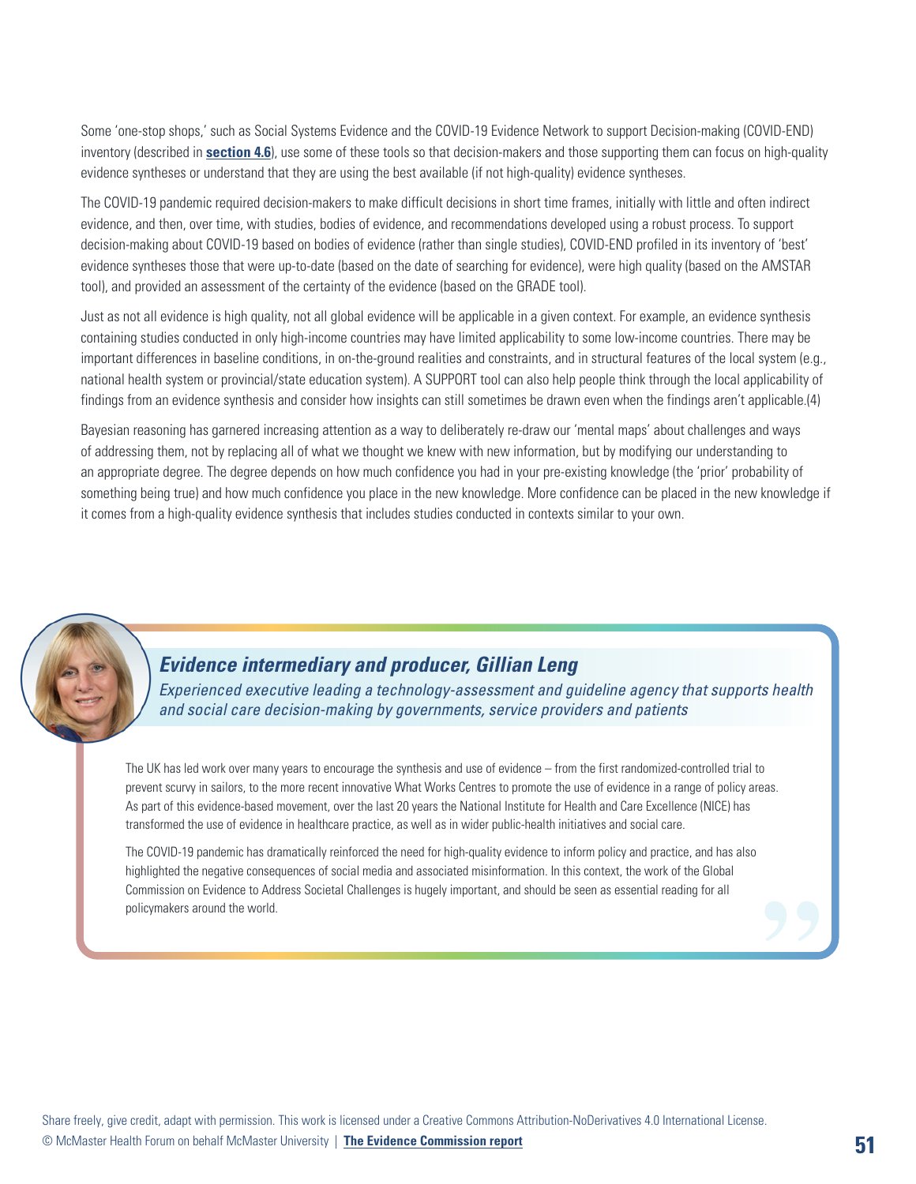Some 'one-stop shops,' such as Social Systems Evidence and the COVID-19 Evidence Network to support Decision-making (COVID-END) inventory (described in **section 4.6**), use some of these tools so that decision-makers and those supporting them can focus on high-quality evidence syntheses or understand that they are using the best available (if not high-quality) evidence syntheses.

The COVID-19 pandemic required decision-makers to make difficult decisions in short time frames, initially with little and often indirect evidence, and then, over time, with studies, bodies of evidence, and recommendations developed using a robust process. To support decision-making about COVID-19 based on bodies of evidence (rather than single studies), COVID-END profiled in its inventory of 'best' evidence syntheses those that were up-to-date (based on the date of searching for evidence), were high quality (based on the AMSTAR tool), and provided an assessment of the certainty of the evidence (based on the GRADE tool).

Just as not all evidence is high quality, not all global evidence will be applicable in a given context. For example, an evidence synthesis containing studies conducted in only high-income countries may have limited applicability to some low-income countries. There may be important differences in baseline conditions, in on-the-ground realities and constraints, and in structural features of the local system (e.g., national health system or provincial/state education system). A SUPPORT tool can also help people think through the local applicability of findings from an evidence synthesis and consider how insights can still sometimes be drawn even when the findings aren't applicable.(4)

Bayesian reasoning has garnered increasing attention as a way to deliberately re-draw our 'mental maps' about challenges and ways of addressing them, not by replacing all of what we thought we knew with new information, but by modifying our understanding to an appropriate degree. The degree depends on how much confidence you had in your pre-existing knowledge (the 'prior' probability of something being true) and how much confidence you place in the new knowledge. More confidence can be placed in the new knowledge if it comes from a high-quality evidence synthesis that includes studies conducted in contexts similar to your own.

### *Evidence intermediary and producer, Gillian Leng*

*Experienced executive leading a technology-assessment and guideline agency that supports health and social care decision-making by governments, service providers and patients*

The UK has led work over many years to encourage the synthesis and use of evidence – from the first randomized-controlled trial to prevent scurvy in sailors, to the more recent innovative What Works Centres to promote the use of evidence in a range of policy areas. As part of this evidence-based movement, over the last 20 years the National Institute for Health and Care Excellence (NICE) has transformed the use of evidence in healthcare practice, as well as in wider public-health initiatives and social care.

The COVID-19 pandemic has dramatically reinforced the need for high-quality evidence to inform policy and practice, and has also highlighted the negative consequences of social media and associated misinformation. In this context, the work of the Global Commission on Evidence to Address Societal Challenges is hugely important, and should be seen as essential reading for all policymakers around the world.